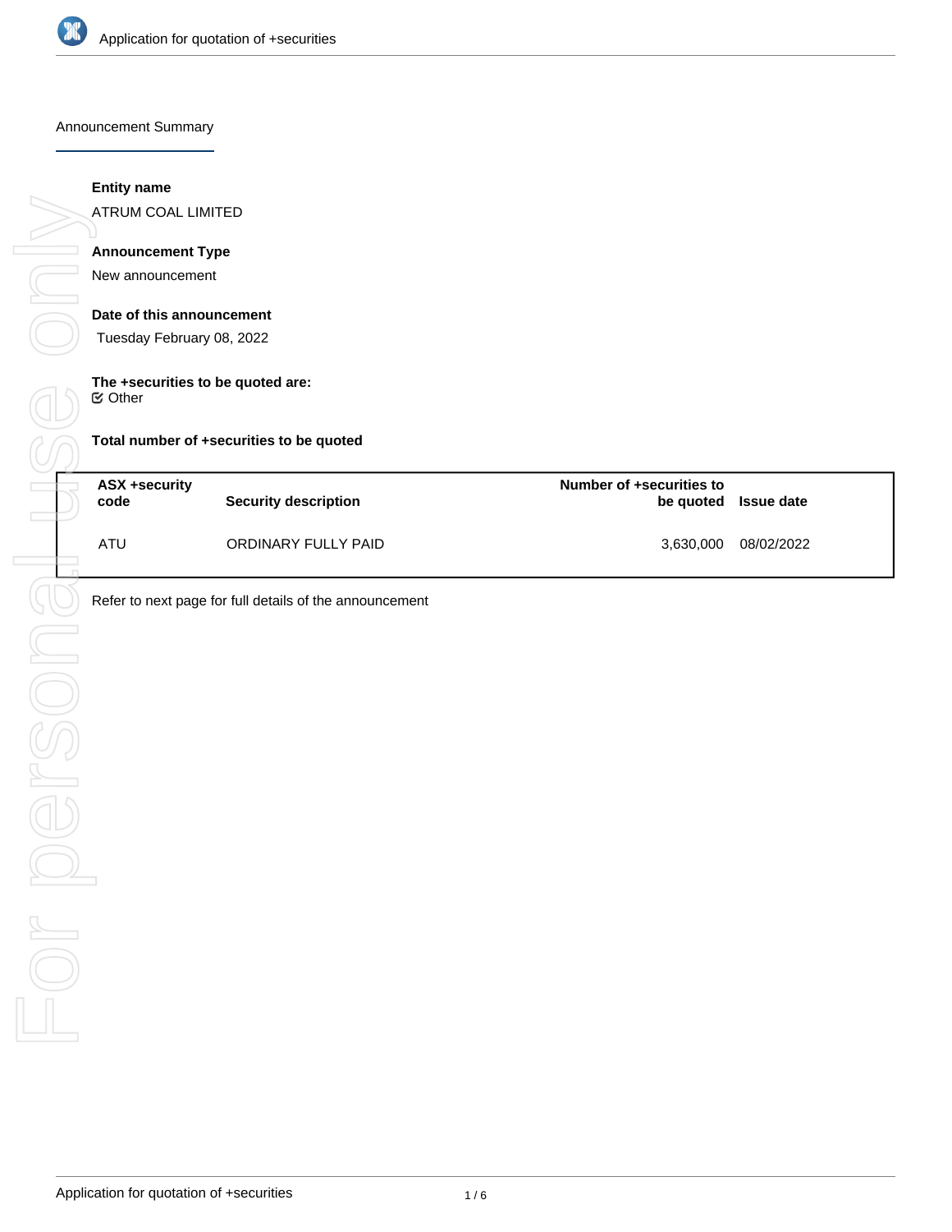## Announcement Summary

**Entity name**

ATRUM COAL LIMITED

**Announcement Type**

New announcement

**Date of this announcement**

Tuesday February 08, 2022

**The +securities to be quoted are:**

☑ Other

**Total number of +securities to be quoted**

| ASX +security code | Security description | Number of +securities to be quoted | Issue date |
|---|---|---|---|
| ATU | ORDINARY FULLY PAID | 3,630,000 | 08/02/2022 |

Refer to next page for full details of the announcement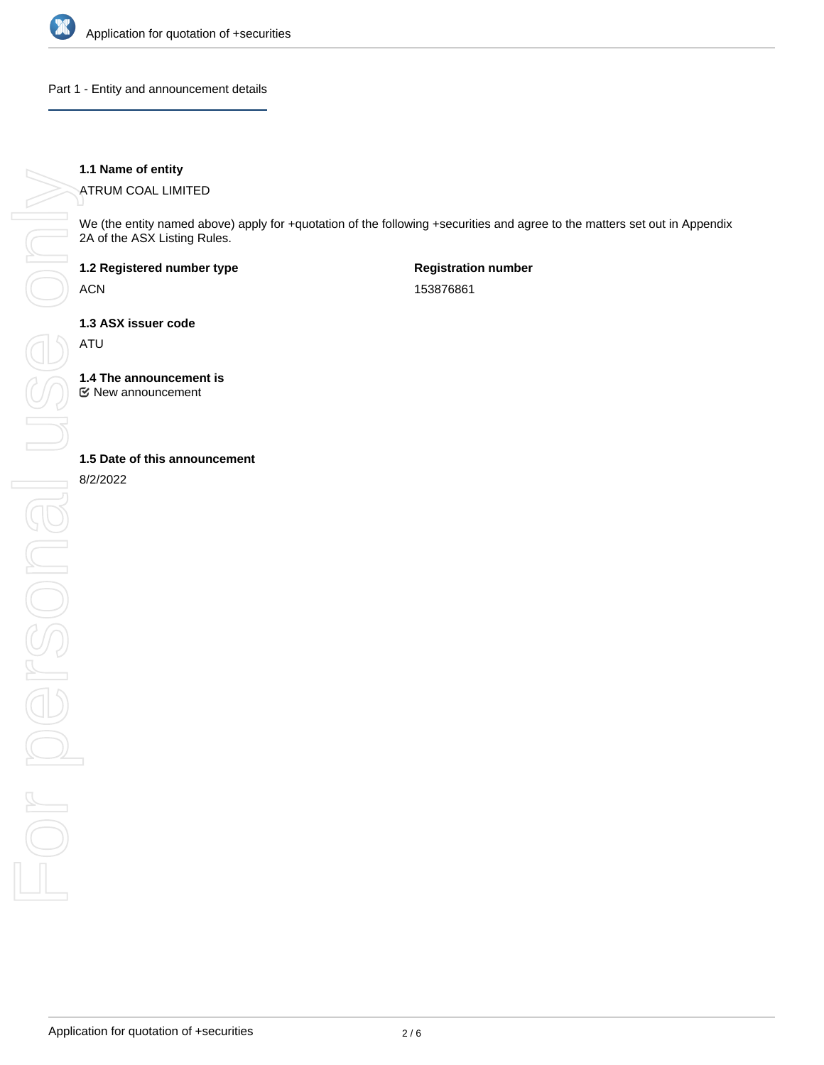## Part 1 - Entity and announcement details

**1.1 Name of entity**

ATRUM COAL LIMITED

We (the entity named above) apply for +quotation of the following +securities and agree to the matters set out in Appendix 2A of the ASX Listing Rules.

**1.2 Registered number type**

ACN

**Registration number**

153876861

**1.3 ASX issuer code**

ATU

**1.4 The announcement is**

☑ New announcement

**1.5 Date of this announcement**

8/2/2022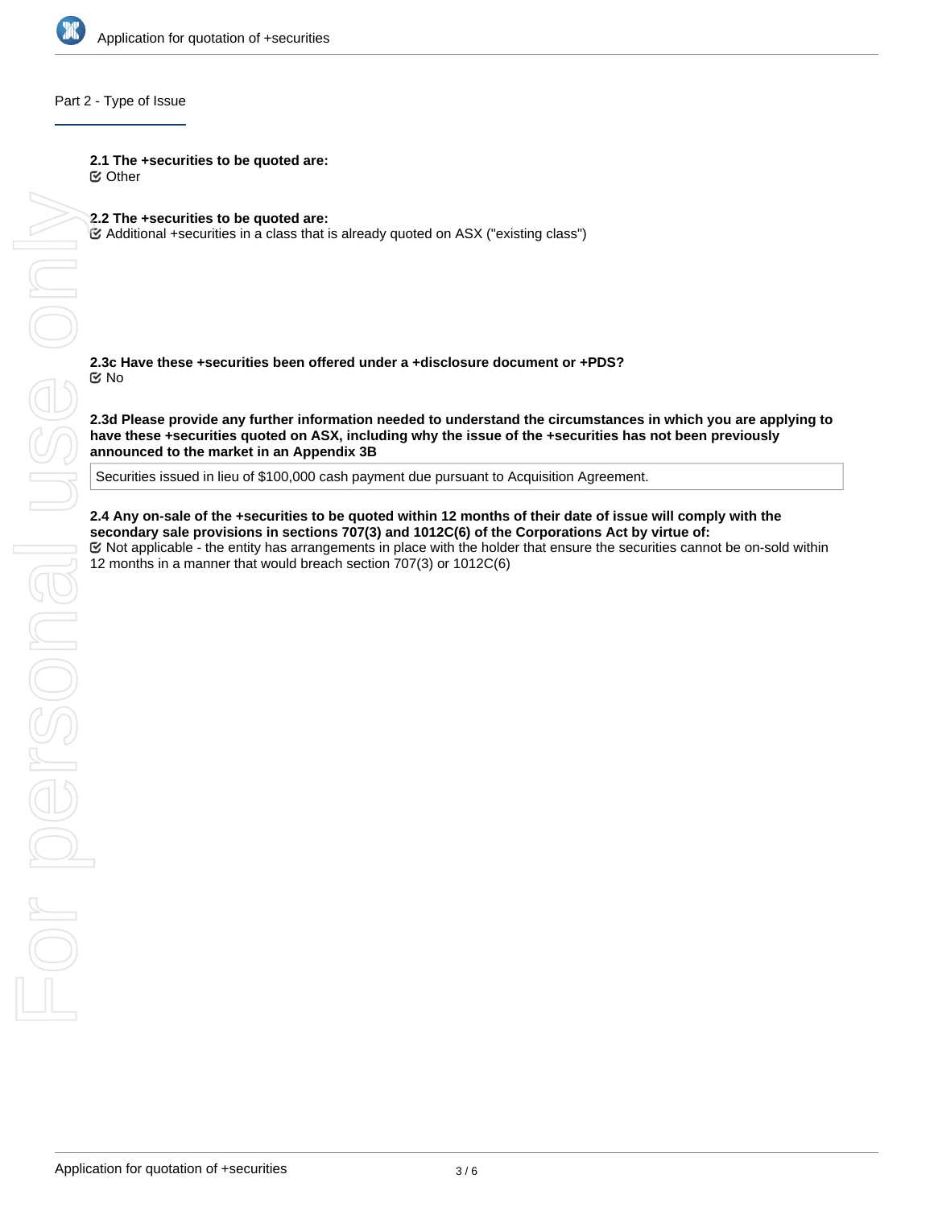## Part 2 - Type of Issue

**2.1 The +securities to be quoted are:**
☑ Other

**2.2 The +securities to be quoted are:**
☑ Additional +securities in a class that is already quoted on ASX ("existing class")

**2.3c Have these +securities been offered under a +disclosure document or +PDS?**
☑ No

**2.3d Please provide any further information needed to understand the circumstances in which you are applying to have these +securities quoted on ASX, including why the issue of the +securities has not been previously announced to the market in an Appendix 3B**

Securities issued in lieu of $100,000 cash payment due pursuant to Acquisition Agreement.

**2.4 Any on-sale of the +securities to be quoted within 12 months of their date of issue will comply with the secondary sale provisions in sections 707(3) and 1012C(6) of the Corporations Act by virtue of:**
☑ Not applicable - the entity has arrangements in place with the holder that ensure the securities cannot be on-sold within 12 months in a manner that would breach section 707(3) or 1012C(6)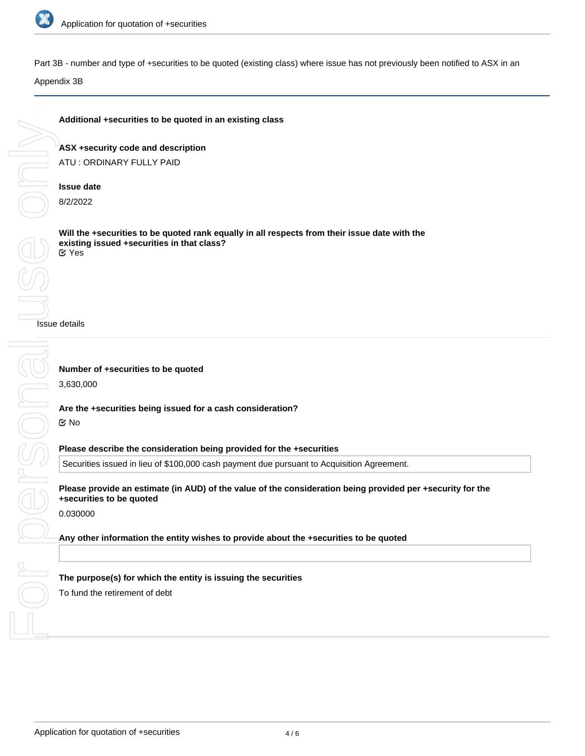Part 3B - number and type of +securities to be quoted (existing class) where issue has not previously been notified to ASX in an Appendix 3B

**Additional +securities to be quoted in an existing class**

**ASX +security code and description**

ATU : ORDINARY FULLY PAID

**Issue date**

8/2/2022

**Will the +securities to be quoted rank equally in all respects from their issue date with the existing issued +securities in that class?**

☑ Yes

Issue details

**Number of +securities to be quoted**

3,630,000

**Are the +securities being issued for a cash consideration?**

☑ No

**Please describe the consideration being provided for the +securities**

Securities issued in lieu of $100,000 cash payment due pursuant to Acquisition Agreement.

**Please provide an estimate (in AUD) of the value of the consideration being provided per +security for the +securities to be quoted**

0.030000

**Any other information the entity wishes to provide about the +securities to be quoted**

**The purpose(s) for which the entity is issuing the securities**

To fund the retirement of debt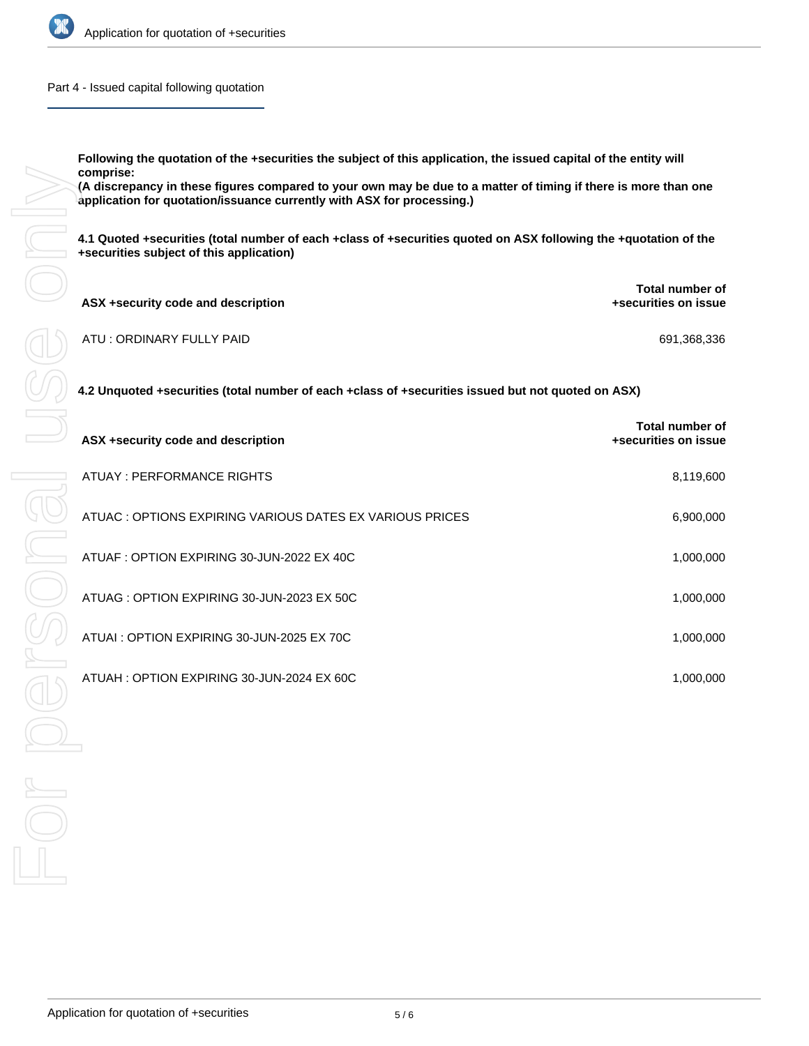## Part 4 - Issued capital following quotation

**Following the quotation of the +securities the subject of this application, the issued capital of the entity will comprise:**
**(A discrepancy in these figures compared to your own may be due to a matter of timing if there is more than one application for quotation/issuance currently with ASX for processing.)**

**4.1 Quoted +securities (total number of each +class of +securities quoted on ASX following the +quotation of the +securities subject of this application)**

| ASX +security code and description | Total number of +securities on issue |
|---|---|
| ATU : ORDINARY FULLY PAID | 691,368,336 |

**4.2 Unquoted +securities (total number of each +class of +securities issued but not quoted on ASX)**

| ASX +security code and description | Total number of +securities on issue |
|---|---|
| ATUAY : PERFORMANCE RIGHTS | 8,119,600 |
| ATUAC : OPTIONS EXPIRING VARIOUS DATES EX VARIOUS PRICES | 6,900,000 |
| ATUAF : OPTION EXPIRING 30-JUN-2022 EX 40C | 1,000,000 |
| ATUAG : OPTION EXPIRING 30-JUN-2023 EX 50C | 1,000,000 |
| ATUAI : OPTION EXPIRING 30-JUN-2025 EX 70C | 1,000,000 |
| ATUAH : OPTION EXPIRING 30-JUN-2024 EX 60C | 1,000,000 |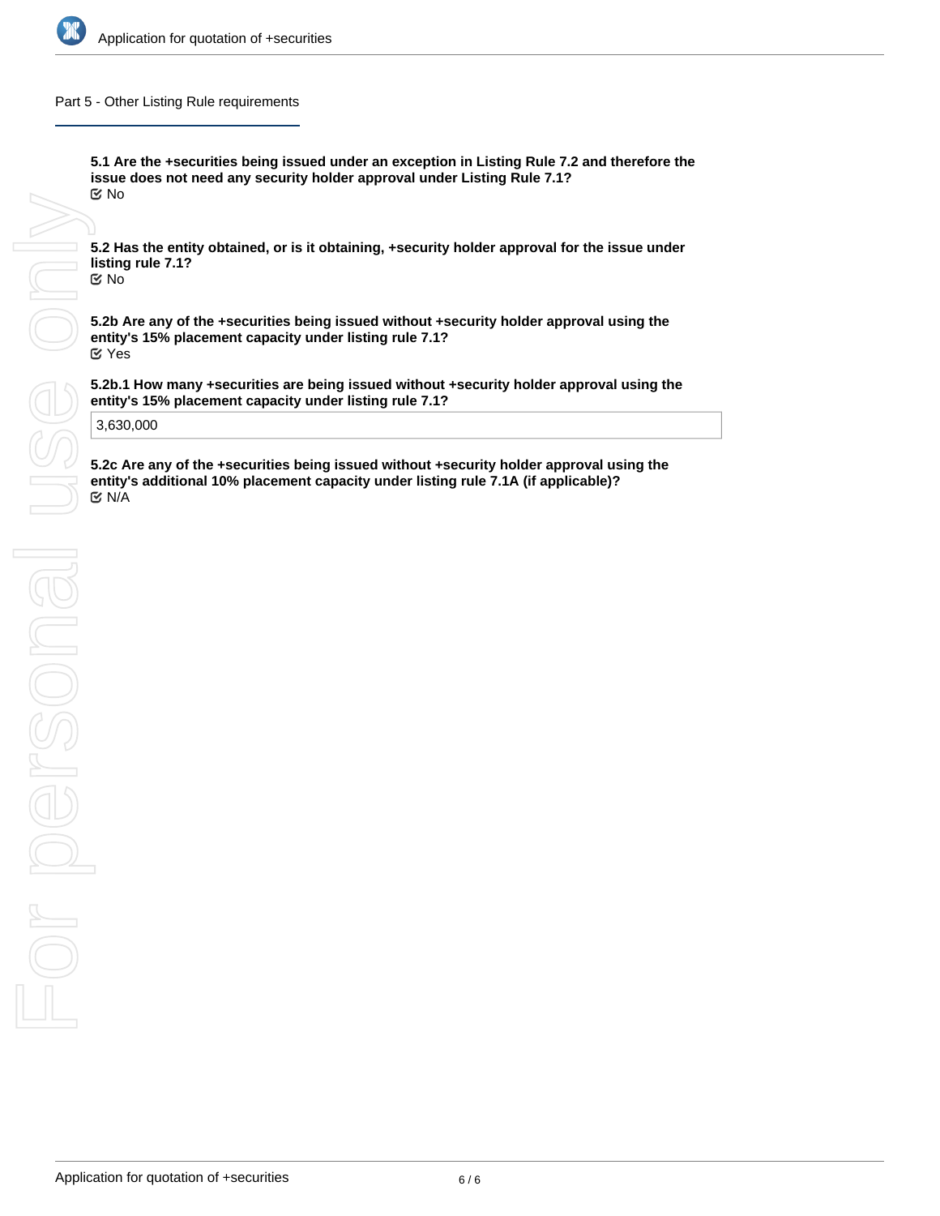## Part 5 - Other Listing Rule requirements

**5.1 Are the +securities being issued under an exception in Listing Rule 7.2 and therefore the issue does not need any security holder approval under Listing Rule 7.1?**
☑ No

**5.2 Has the entity obtained, or is it obtaining, +security holder approval for the issue under listing rule 7.1?**
☑ No

**5.2b Are any of the +securities being issued without +security holder approval using the entity's 15% placement capacity under listing rule 7.1?**
☑ Yes

**5.2b.1 How many +securities are being issued without +security holder approval using the entity's 15% placement capacity under listing rule 7.1?**

3,630,000

**5.2c Are any of the +securities being issued without +security holder approval using the entity's additional 10% placement capacity under listing rule 7.1A (if applicable)?**
☑ N/A